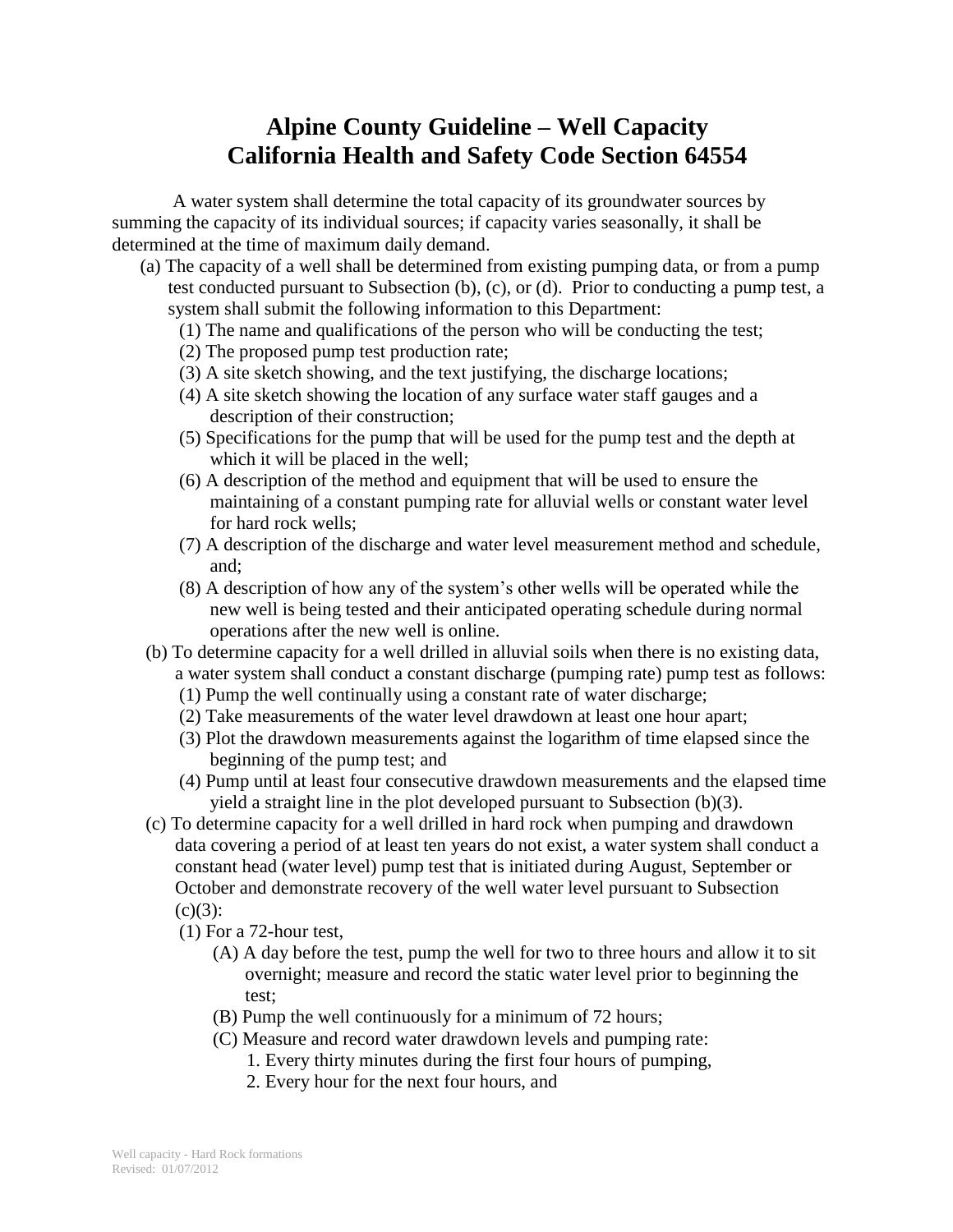# Alpine County Guideline – Well Capacity
# California Health and Safety Code Section 64554

A water system shall determine the total capacity of its groundwater sources by summing the capacity of its individual sources; if capacity varies seasonally, it shall be determined at the time of maximum daily demand.

(a) The capacity of a well shall be determined from existing pumping data, or from a pump test conducted pursuant to Subsection (b), (c), or (d). Prior to conducting a pump test, a system shall submit the following information to this Department:

- (1) The name and qualifications of the person who will be conducting the test;
- (2) The proposed pump test production rate;
- (3) A site sketch showing, and the text justifying, the discharge locations;
- (4) A site sketch showing the location of any surface water staff gauges and a description of their construction;
- (5) Specifications for the pump that will be used for the pump test and the depth at which it will be placed in the well;
- (6) A description of the method and equipment that will be used to ensure the maintaining of a constant pumping rate for alluvial wells or constant water level for hard rock wells;
- (7) A description of the discharge and water level measurement method and schedule, and;
- (8) A description of how any of the system's other wells will be operated while the new well is being tested and their anticipated operating schedule during normal operations after the new well is online.

(b) To determine capacity for a well drilled in alluvial soils when there is no existing data, a water system shall conduct a constant discharge (pumping rate) pump test as follows:

- (1) Pump the well continually using a constant rate of water discharge;
- (2) Take measurements of the water level drawdown at least one hour apart;
- (3) Plot the drawdown measurements against the logarithm of time elapsed since the beginning of the pump test; and
- (4) Pump until at least four consecutive drawdown measurements and the elapsed time yield a straight line in the plot developed pursuant to Subsection (b)(3).

(c) To determine capacity for a well drilled in hard rock when pumping and drawdown data covering a period of at least ten years do not exist, a water system shall conduct a constant head (water level) pump test that is initiated during August, September or October and demonstrate recovery of the well water level pursuant to Subsection (c)(3):

- (1) For a 72-hour test,
  - (A) A day before the test, pump the well for two to three hours and allow it to sit overnight; measure and record the static water level prior to beginning the test;
  - (B) Pump the well continuously for a minimum of 72 hours;
  - (C) Measure and record water drawdown levels and pumping rate:
    1. Every thirty minutes during the first four hours of pumping,
    2. Every hour for the next four hours, and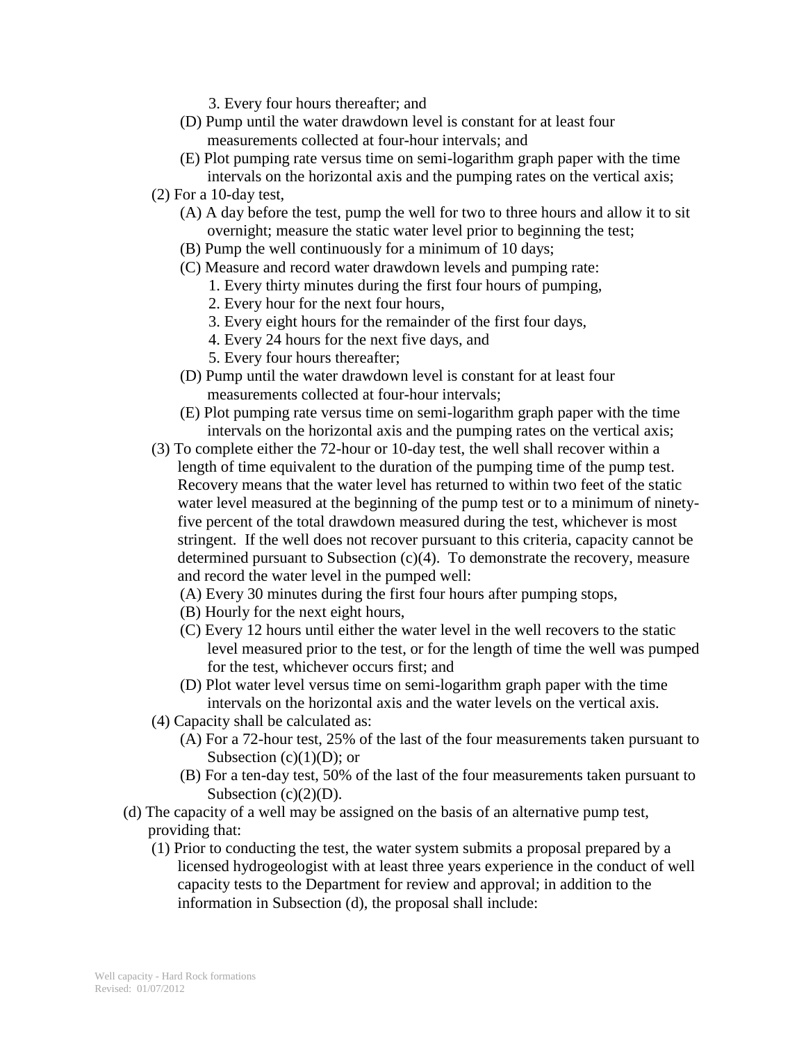3. Every four hours thereafter; and

(D) Pump until the water drawdown level is constant for at least four measurements collected at four-hour intervals; and

(E) Plot pumping rate versus time on semi-logarithm graph paper with the time intervals on the horizontal axis and the pumping rates on the vertical axis;

(2) For a 10-day test,

(A) A day before the test, pump the well for two to three hours and allow it to sit overnight; measure the static water level prior to beginning the test;

(B) Pump the well continuously for a minimum of 10 days;

(C) Measure and record water drawdown levels and pumping rate:

1. Every thirty minutes during the first four hours of pumping,
2. Every hour for the next four hours,
3. Every eight hours for the remainder of the first four days,
4. Every 24 hours for the next five days, and
5. Every four hours thereafter;

(D) Pump until the water drawdown level is constant for at least four measurements collected at four-hour intervals;

(E) Plot pumping rate versus time on semi-logarithm graph paper with the time intervals on the horizontal axis and the pumping rates on the vertical axis;

(3) To complete either the 72-hour or 10-day test, the well shall recover within a length of time equivalent to the duration of the pumping time of the pump test. Recovery means that the water level has returned to within two feet of the static water level measured at the beginning of the pump test or to a minimum of ninety-five percent of the total drawdown measured during the test, whichever is most stringent. If the well does not recover pursuant to this criteria, capacity cannot be determined pursuant to Subsection (c)(4). To demonstrate the recovery, measure and record the water level in the pumped well:

(A) Every 30 minutes during the first four hours after pumping stops,

(B) Hourly for the next eight hours,

(C) Every 12 hours until either the water level in the well recovers to the static level measured prior to the test, or for the length of time the well was pumped for the test, whichever occurs first; and

(D) Plot water level versus time on semi-logarithm graph paper with the time intervals on the horizontal axis and the water levels on the vertical axis.

(4) Capacity shall be calculated as:

(A) For a 72-hour test, 25% of the last of the four measurements taken pursuant to Subsection (c)(1)(D); or

(B) For a ten-day test, 50% of the last of the four measurements taken pursuant to Subsection (c)(2)(D).

(d) The capacity of a well may be assigned on the basis of an alternative pump test, providing that:

(1) Prior to conducting the test, the water system submits a proposal prepared by a licensed hydrogeologist with at least three years experience in the conduct of well capacity tests to the Department for review and approval; in addition to the information in Subsection (d), the proposal shall include: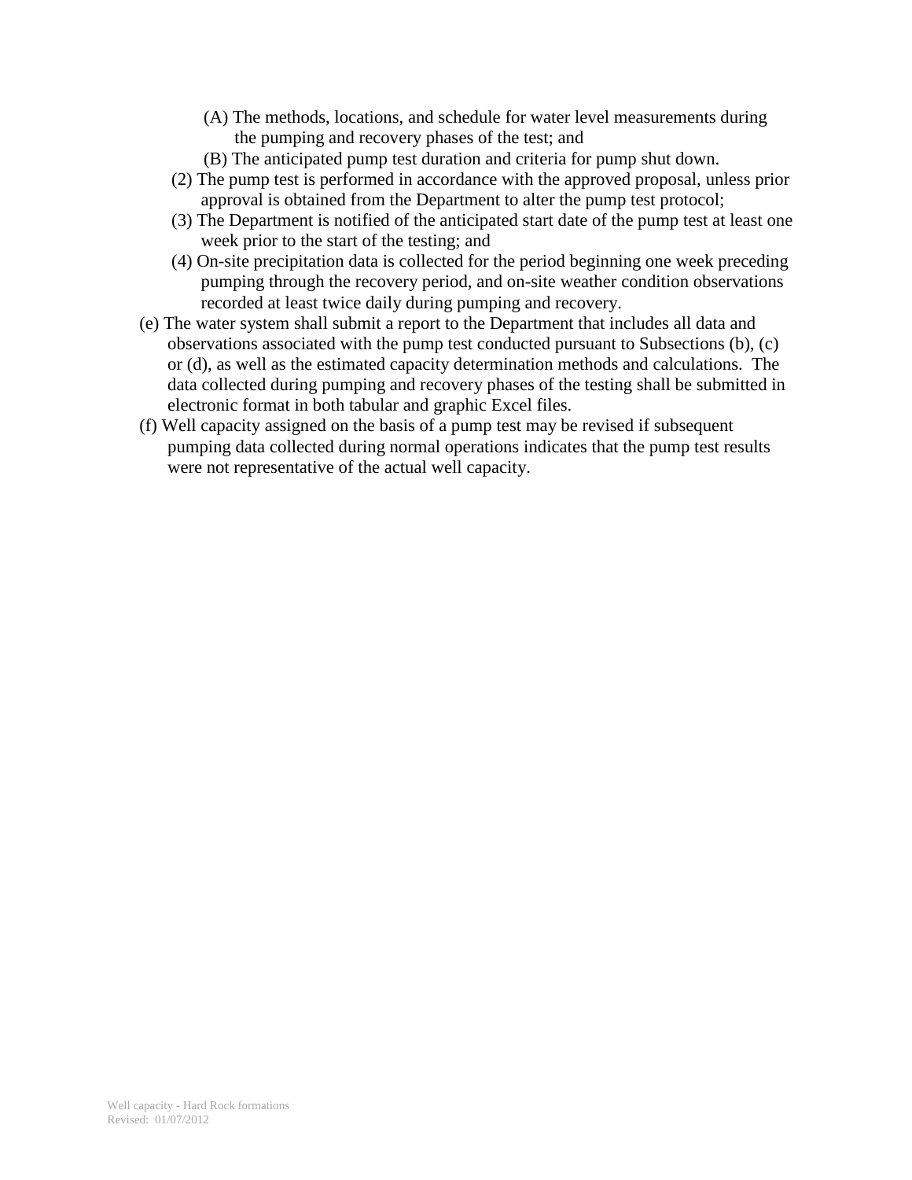(A) The methods, locations, and schedule for water level measurements during the pumping and recovery phases of the test; and

(B) The anticipated pump test duration and criteria for pump shut down.

(2) The pump test is performed in accordance with the approved proposal, unless prior approval is obtained from the Department to alter the pump test protocol;

(3) The Department is notified of the anticipated start date of the pump test at least one week prior to the start of the testing; and

(4) On-site precipitation data is collected for the period beginning one week preceding pumping through the recovery period, and on-site weather condition observations recorded at least twice daily during pumping and recovery.

(e) The water system shall submit a report to the Department that includes all data and observations associated with the pump test conducted pursuant to Subsections (b), (c) or (d), as well as the estimated capacity determination methods and calculations. The data collected during pumping and recovery phases of the testing shall be submitted in electronic format in both tabular and graphic Excel files.

(f) Well capacity assigned on the basis of a pump test may be revised if subsequent pumping data collected during normal operations indicates that the pump test results were not representative of the actual well capacity.